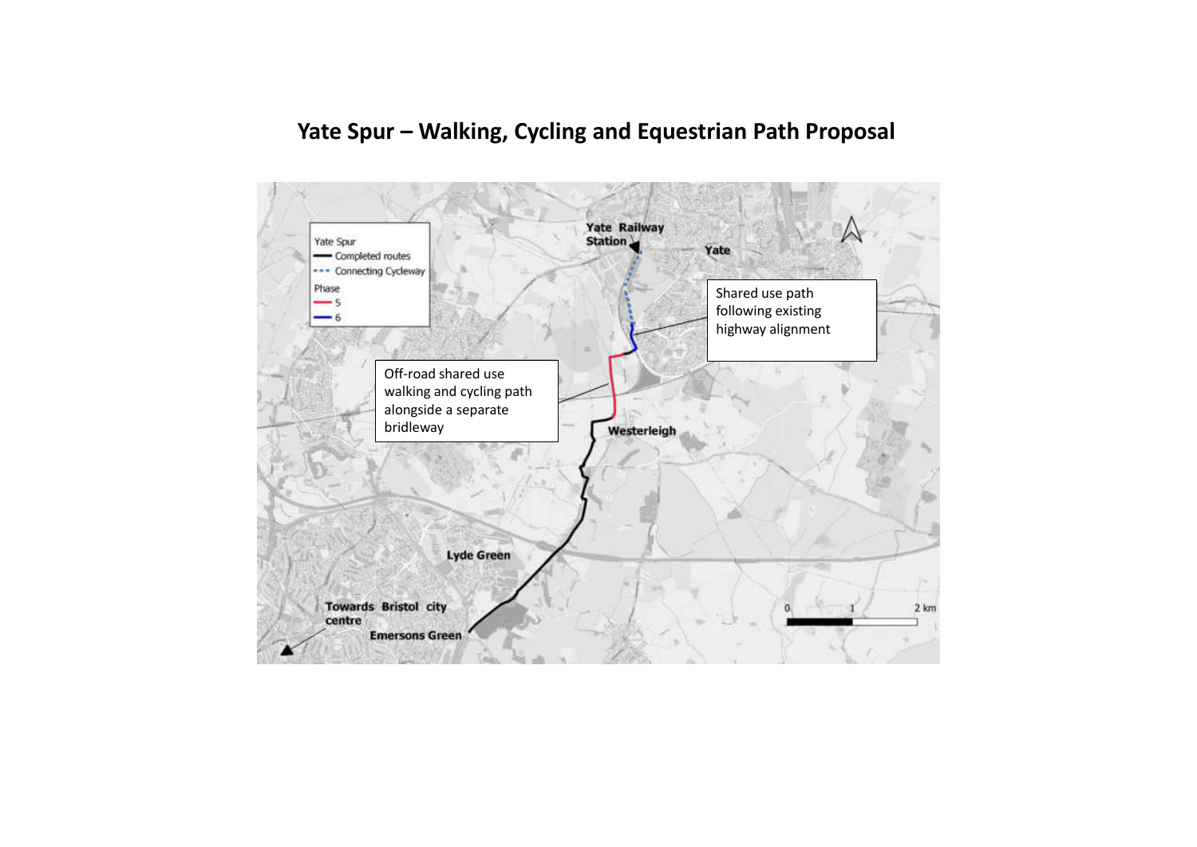# Yate Spur – Walking, Cycling and Equestrian Path Proposal

Yate Spur
- Completed routes
- Connecting Cycleway

Phase
- 5
- 6

Yate Railway Station

Yate

Shared use path following existing highway alignment

Off-road shared use walking and cycling path alongside a separate bridleway

Westerleigh

Lyde Green

Towards Bristol city centre

Emersons Green

0 1 2 km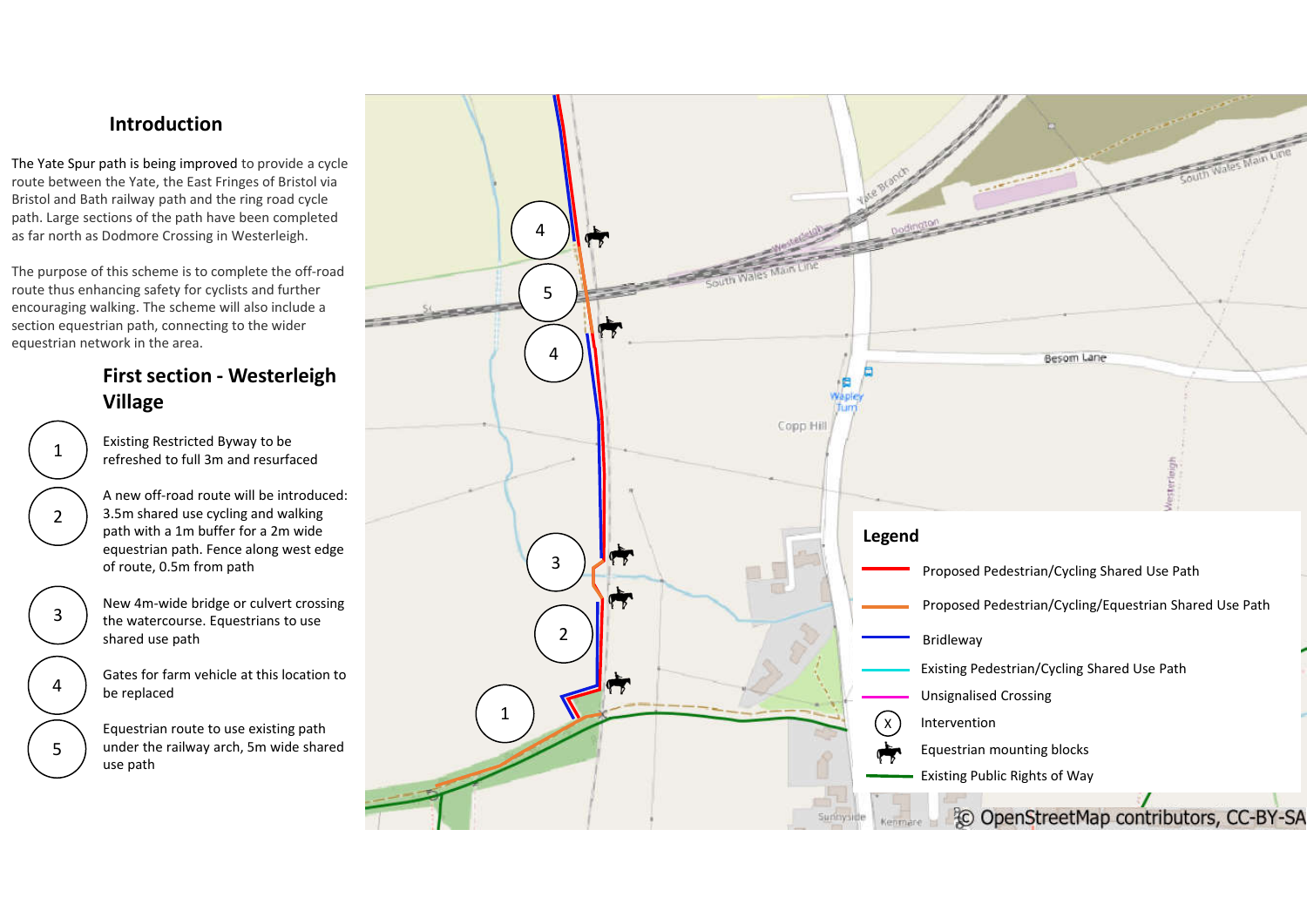## Introduction

The Yate Spur path is being improved to provide a cycle route between the Yate, the East Fringes of Bristol via Bristol and Bath railway path and the ring road cycle path. Large sections of the path have been completed as far north as Dodmore Crossing in Westerleigh.

The purpose of this scheme is to complete the off-road route thus enhancing safety for cyclists and further encouraging walking. The scheme will also include a section equestrian path, connecting to the wider equestrian network in the area.

## First section - Westerleigh Village

1. Existing Restricted Byway to be refreshed to full 3m and resurfaced
2. A new off-road route will be introduced: 3.5m shared use cycling and walking path with a 1m buffer for a 2m wide equestrian path. Fence along west edge of route, 0.5m from path
3. New 4m-wide bridge or culvert crossing the watercourse. Equestrians to use shared use path
4. Gates for farm vehicle at this location to be replaced
5. Equestrian route to use existing path under the railway arch, 5m wide shared use path

### Legend

- Proposed Pedestrian/Cycling Shared Use Path
- Proposed Pedestrian/Cycling/Equestrian Shared Use Path
- Bridleway
- Existing Pedestrian/Cycling Shared Use Path
- Unsignalised Crossing
- Intervention
- Equestrian mounting blocks
- Existing Public Rights of Way

© OpenStreetMap contributors, CC-BY-SA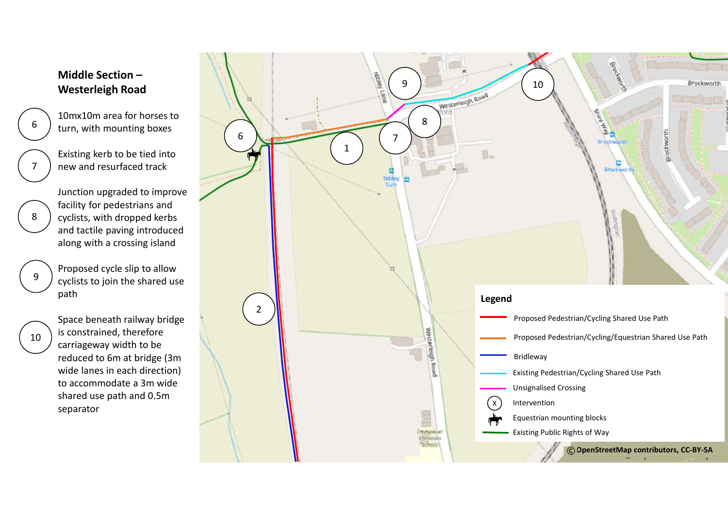## Middle Section – Westerleigh Road

- **6** – 10mx10m area for horses to turn, with mounting boxes
- **7** – Existing kerb to be tied into new and resurfaced track
- **8** – Junction upgraded to improve facility for pedestrians and cyclists, with dropped kerbs and tactile paving introduced along with a crossing island
- **9** – Proposed cycle slip to allow cyclists to join the shared use path
- **10** – Space beneath railway bridge is constrained, therefore carriageway width to be reduced to 6m at bridge (3m wide lanes in each direction) to accommodate a 3m wide shared use path and 0.5m separator

**Legend**

- Proposed Pedestrian/Cycling Shared Use Path
- Proposed Pedestrian/Cycling/Equestrian Shared Use Path
- Bridleway
- Existing Pedestrian/Cycling Shared Use Path
- Unsignalised Crossing
- Intervention
- Equestrian mounting blocks
- Existing Public Rights of Way

© OpenStreetMap contributors, CC-BY-SA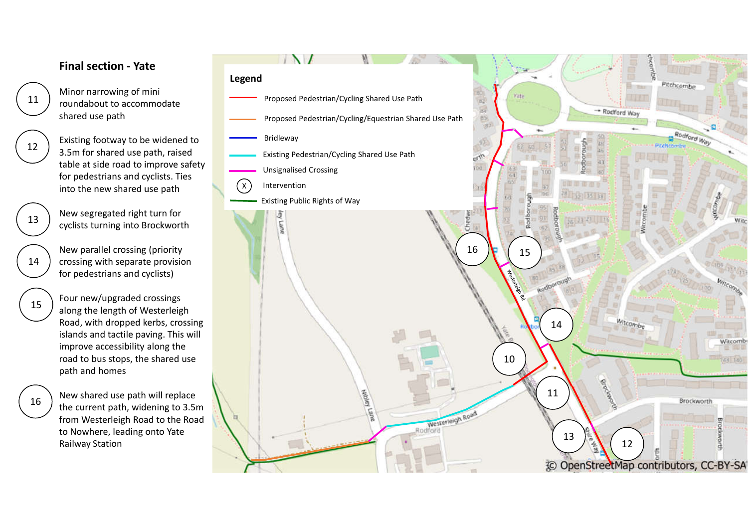## Final section - Yate

**11** Minor narrowing of mini roundabout to accommodate shared use path

**12** Existing footway to be widened to 3.5m for shared use path, raised table at side road to improve safety for pedestrians and cyclists. Ties into the new shared use path

**13** New segregated right turn for cyclists turning into Brockworth

**14** New parallel crossing (priority crossing with separate provision for pedestrians and cyclists)

**15** Four new/upgraded crossings along the length of Westerleigh Road, with dropped kerbs, crossing islands and tactile paving. This will improve accessibility along the road to bus stops, the shared use path and homes

**16** New shared use path will replace the current path, widening to 3.5m from Westerleigh Road to the Road to Nowhere, leading onto Yate Railway Station

**Legend**

Proposed Pedestrian/Cycling Shared Use Path

Proposed Pedestrian/Cycling/Equestrian Shared Use Path

Bridleway

Existing Pedestrian/Cycling Shared Use Path

Unsignalised Crossing

X Intervention

Existing Public Rights of Way

© OpenStreetMap contributors, CC-BY-SA